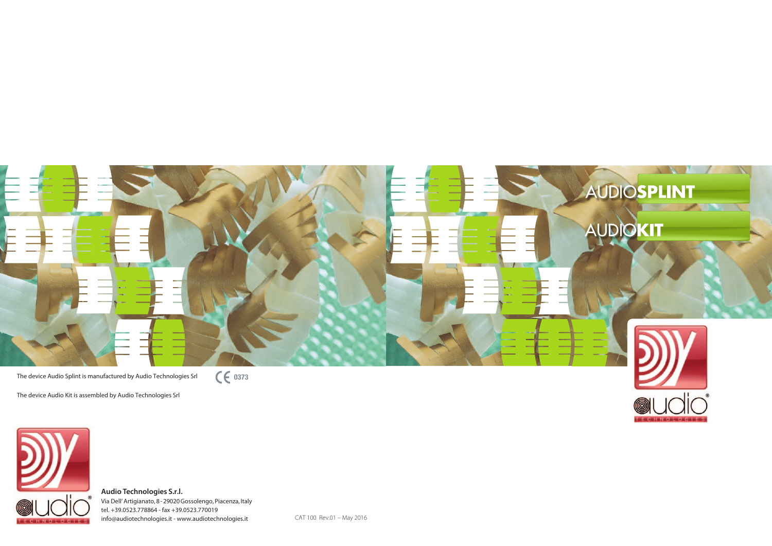# AUDIO**SPLINT**

# AUDIO**KIT**

The device Audio Splint is manufactured by Audio Technologies Srl CE 0373

The device Audio Kit is assembled by Audio Technologies Srl

**Audio Technologies S.r.l.**
Via Dell' Artigianato, 8 - 29020 Gossolengo, Piacenza, Italy
tel. +39.0523.778864 - fax +39.0523.770019
info@audiotechnologies.it - www.audiotechnologies.it

CAT 100 Rev.01 – May 2016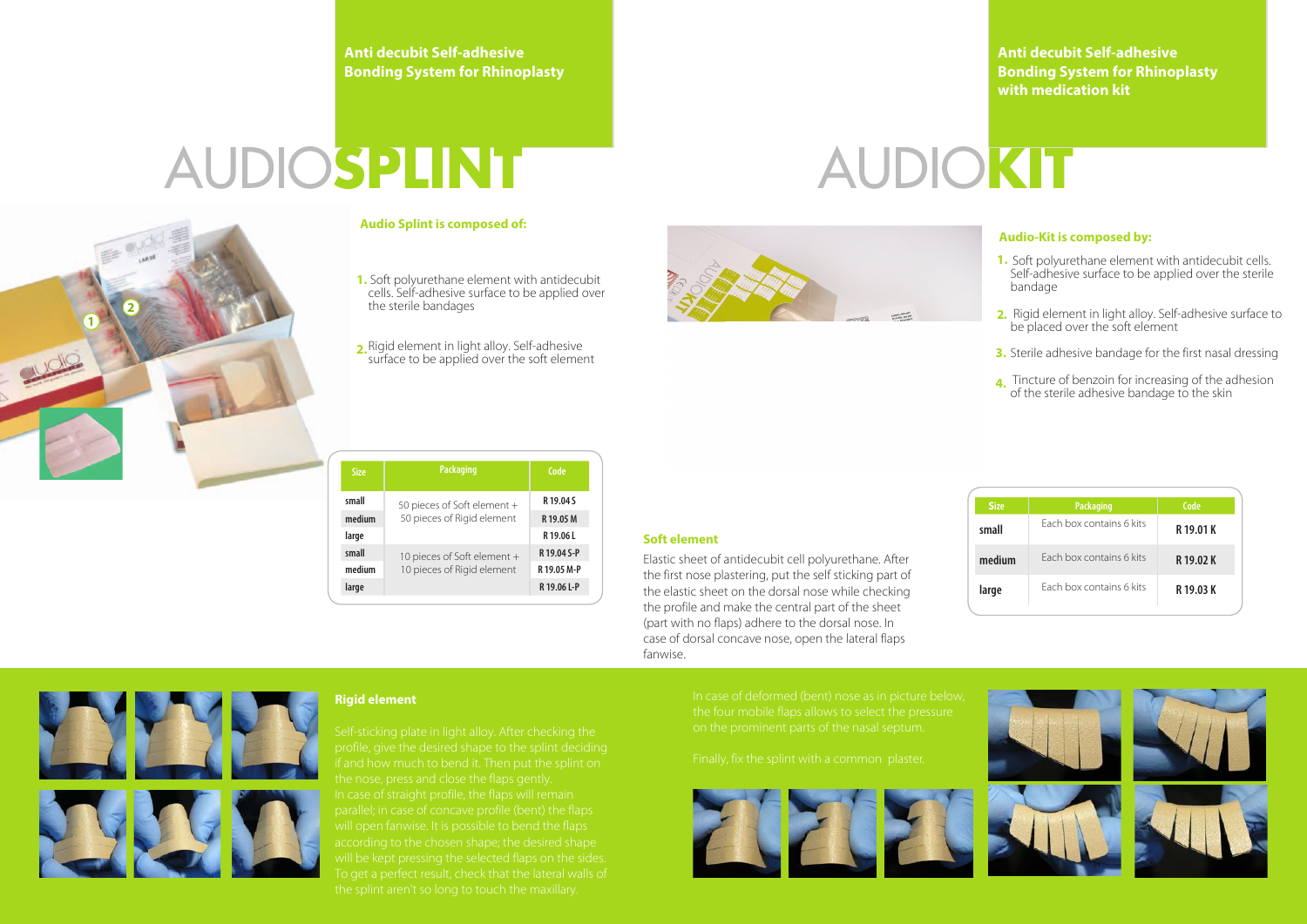**Anti decubit Self-adhesive Bonding System for Rhinoplasty**

# AUDIO**SPLINT**

### Audio Splint is composed of:

1. Soft polyurethane element with antidecubit cells. Self-adhesive surface to be applied over the sterile bandages
2. Rigid element in light alloy. Self-adhesive surface to be applied over the soft element

| Size | Packaging | Code |
|---|---|---|
| small | 50 pieces of Soft element + 50 pieces of Rigid element | R 19.04 S |
| medium | | R 19.05 M |
| large | | R 19.06 L |
| small | 10 pieces of Soft element + 10 pieces of Rigid element | R 19.04 S-P |
| medium | | R 19.05 M-P |
| large | | R 19.06 L-P |

### Rigid element

Self-sticking plate in light alloy. After checking the profile, give the desired shape to the splint deciding if and how much to bend it. Then put the splint on the nose, press and close the flaps gently.
In case of straight profile, the flaps will remain parallel; in case of concave profile (bent) the flaps will open fanwise. It is possible to bend the flaps according to the chosen shape; the desired shape will be kept pressing the selected flaps on the sides. To get a perfect result, check that the lateral walls of the splint aren't so long to touch the maxillary.

**Anti decubit Self-adhesive Bonding System for Rhinoplasty with medication kit**

# AUDIO**KIT**

### Audio-Kit is composed by:

1. Soft polyurethane element with antidecubit cells. Self-adhesive surface to be applied over the sterile bandage
2. Rigid element in light alloy. Self-adhesive surface to be placed over the soft element
3. Sterile adhesive bandage for the first nasal dressing
4. Tincture of benzoin for increasing of the adhesion of the sterile adhesive bandage to the skin

| Size | Packaging | Code |
|---|---|---|
| small | Each box contains 6 kits | R 19.01 K |
| medium | Each box contains 6 kits | R 19.02 K |
| large | Each box contains 6 kits | R 19.03 K |

### Soft element

Elastic sheet of antidecubit cell polyurethane. After the first nose plastering, put the self sticking part of the elastic sheet on the dorsal nose while checking the profile and make the central part of the sheet (part with no flaps) adhere to the dorsal nose. In case of dorsal concave nose, open the lateral flaps fanwise.

In case of deformed (bent) nose as in picture below, the four mobile flaps allows to select the pressure on the prominent parts of the nasal septum.

Finally, fix the splint with a common plaster.